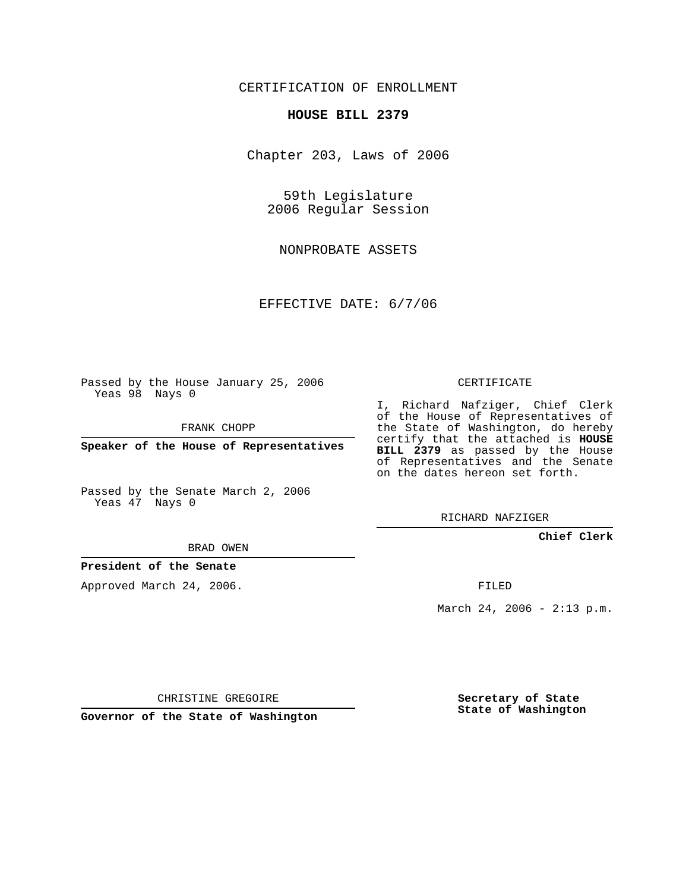CERTIFICATION OF ENROLLMENT

# HOUSE BILL 2379

Chapter 203, Laws of 2006

59th Legislature
2006 Regular Session

NONPROBATE ASSETS

EFFECTIVE DATE: 6/7/06

Passed by the House January 25, 2006
Yeas 98 Nays 0

FRANK CHOPP

**Speaker of the House of Representatives**

Passed by the Senate March 2, 2006
Yeas 47 Nays 0

BRAD OWEN

**President of the Senate**

Approved March 24, 2006.

CHRISTINE GREGOIRE

**Governor of the State of Washington**

CERTIFICATE

I, Richard Nafziger, Chief Clerk of the House of Representatives of the State of Washington, do hereby certify that the attached is **HOUSE BILL 2379** as passed by the House of Representatives and the Senate on the dates hereon set forth.

RICHARD NAFZIGER

**Chief Clerk**

FILED

March 24, 2006 - 2:13 p.m.

**Secretary of State**
**State of Washington**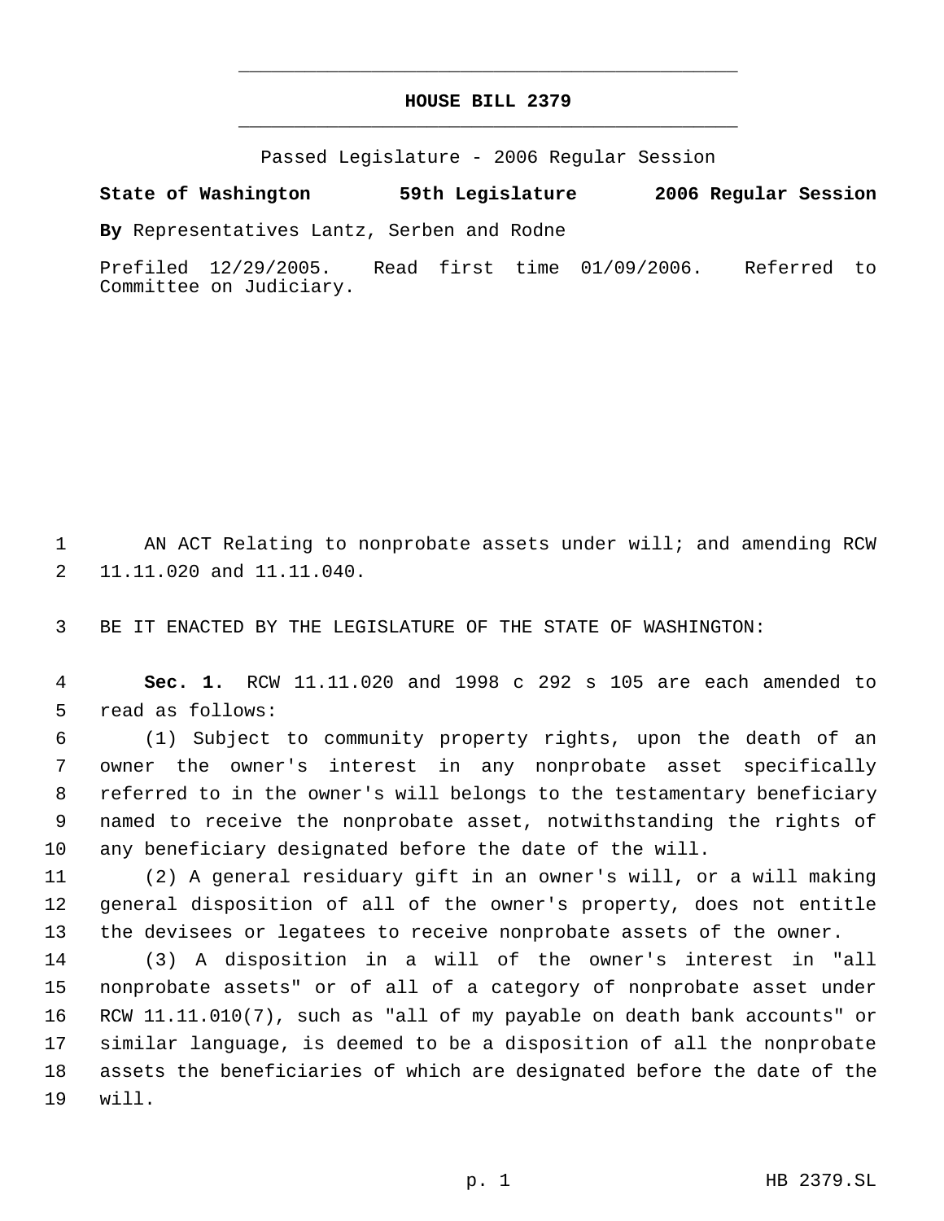# HOUSE BILL 2379

Passed Legislature - 2006 Regular Session

**State of Washington 59th Legislature 2006 Regular Session**

**By** Representatives Lantz, Serben and Rodne

Prefiled 12/29/2005. Read first time 01/09/2006. Referred to Committee on Judiciary.

AN ACT Relating to nonprobate assets under will; and amending RCW 11.11.020 and 11.11.040.

BE IT ENACTED BY THE LEGISLATURE OF THE STATE OF WASHINGTON:

**Sec. 1.** RCW 11.11.020 and 1998 c 292 s 105 are each amended to read as follows:

(1) Subject to community property rights, upon the death of an owner the owner's interest in any nonprobate asset specifically referred to in the owner's will belongs to the testamentary beneficiary named to receive the nonprobate asset, notwithstanding the rights of any beneficiary designated before the date of the will.

(2) A general residuary gift in an owner's will, or a will making general disposition of all of the owner's property, does not entitle the devisees or legatees to receive nonprobate assets of the owner.

(3) A disposition in a will of the owner's interest in "all nonprobate assets" or of all of a category of nonprobate asset under RCW 11.11.010(7), such as "all of my payable on death bank accounts" or similar language, is deemed to be a disposition of all the nonprobate assets the beneficiaries of which are designated before the date of the will.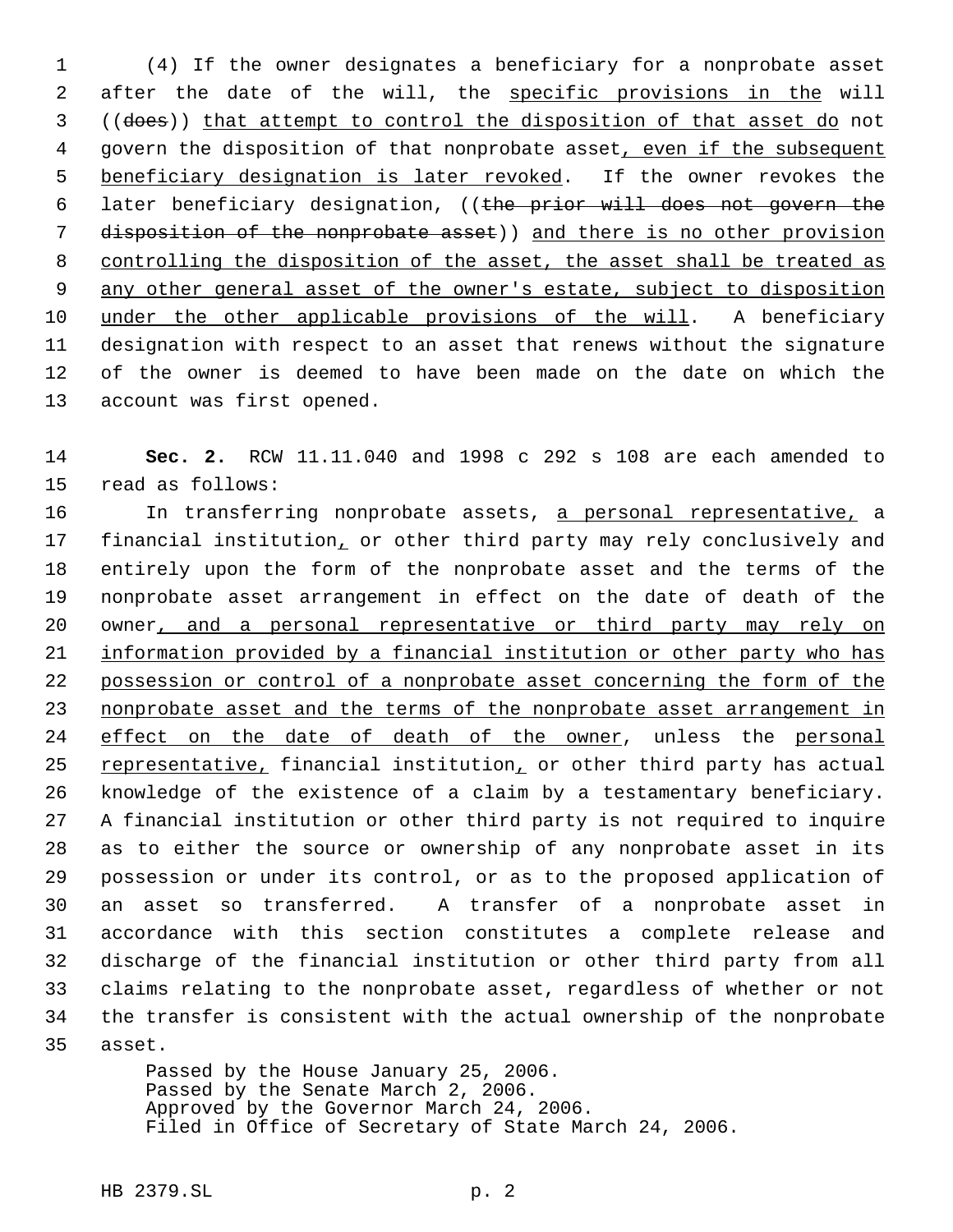(4) If the owner designates a beneficiary for a nonprobate asset after the date of the will, the specific provisions in the will ((does)) that attempt to control the disposition of that asset do not govern the disposition of that nonprobate asset, even if the subsequent beneficiary designation is later revoked. If the owner revokes the later beneficiary designation, ((the prior will does not govern the disposition of the nonprobate asset)) and there is no other provision controlling the disposition of the asset, the asset shall be treated as any other general asset of the owner's estate, subject to disposition under the other applicable provisions of the will. A beneficiary designation with respect to an asset that renews without the signature of the owner is deemed to have been made on the date on which the account was first opened.

**Sec. 2.** RCW 11.11.040 and 1998 c 292 s 108 are each amended to read as follows:

In transferring nonprobate assets, a personal representative, a financial institution, or other third party may rely conclusively and entirely upon the form of the nonprobate asset and the terms of the nonprobate asset arrangement in effect on the date of death of the owner, and a personal representative or third party may rely on information provided by a financial institution or other party who has possession or control of a nonprobate asset concerning the form of the nonprobate asset and the terms of the nonprobate asset arrangement in effect on the date of death of the owner, unless the personal representative, financial institution, or other third party has actual knowledge of the existence of a claim by a testamentary beneficiary. A financial institution or other third party is not required to inquire as to either the source or ownership of any nonprobate asset in its possession or under its control, or as to the proposed application of an asset so transferred. A transfer of a nonprobate asset in accordance with this section constitutes a complete release and discharge of the financial institution or other third party from all claims relating to the nonprobate asset, regardless of whether or not the transfer is consistent with the actual ownership of the nonprobate asset.

Passed by the House January 25, 2006.
Passed by the Senate March 2, 2006.
Approved by the Governor March 24, 2006.
Filed in Office of Secretary of State March 24, 2006.